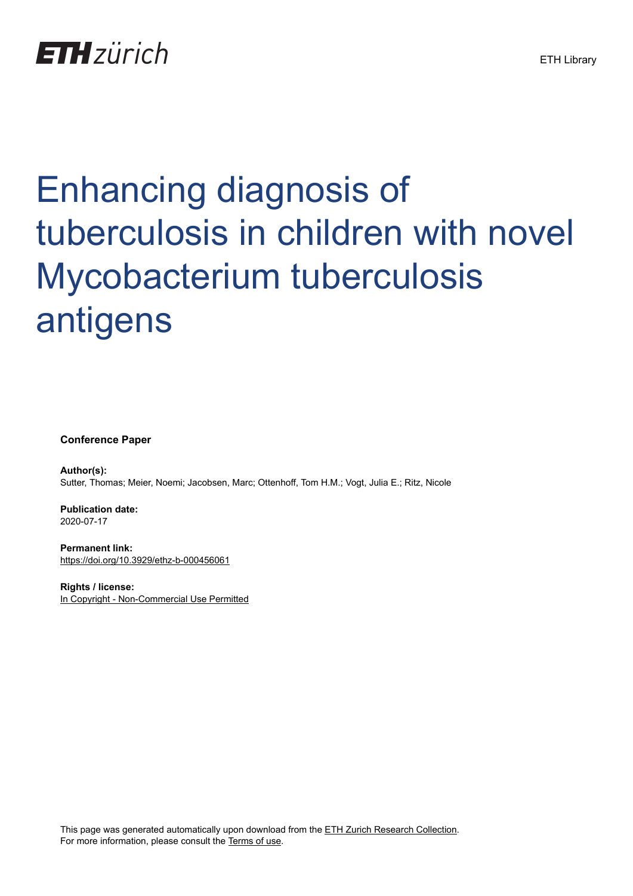ETH zürich

ETH Library

# Enhancing diagnosis of tuberculosis in children with novel Mycobacterium tuberculosis antigens

**Conference Paper**

**Author(s):**
Sutter, Thomas; Meier, Noemi; Jacobsen, Marc; Ottenhoff, Tom H.M.; Vogt, Julia E.; Ritz, Nicole

**Publication date:**
2020-07-17

**Permanent link:**
https://doi.org/10.3929/ethz-b-000456061

**Rights / license:**
In Copyright - Non-Commercial Use Permitted

This page was generated automatically upon download from the ETH Zurich Research Collection.
For more information, please consult the Terms of use.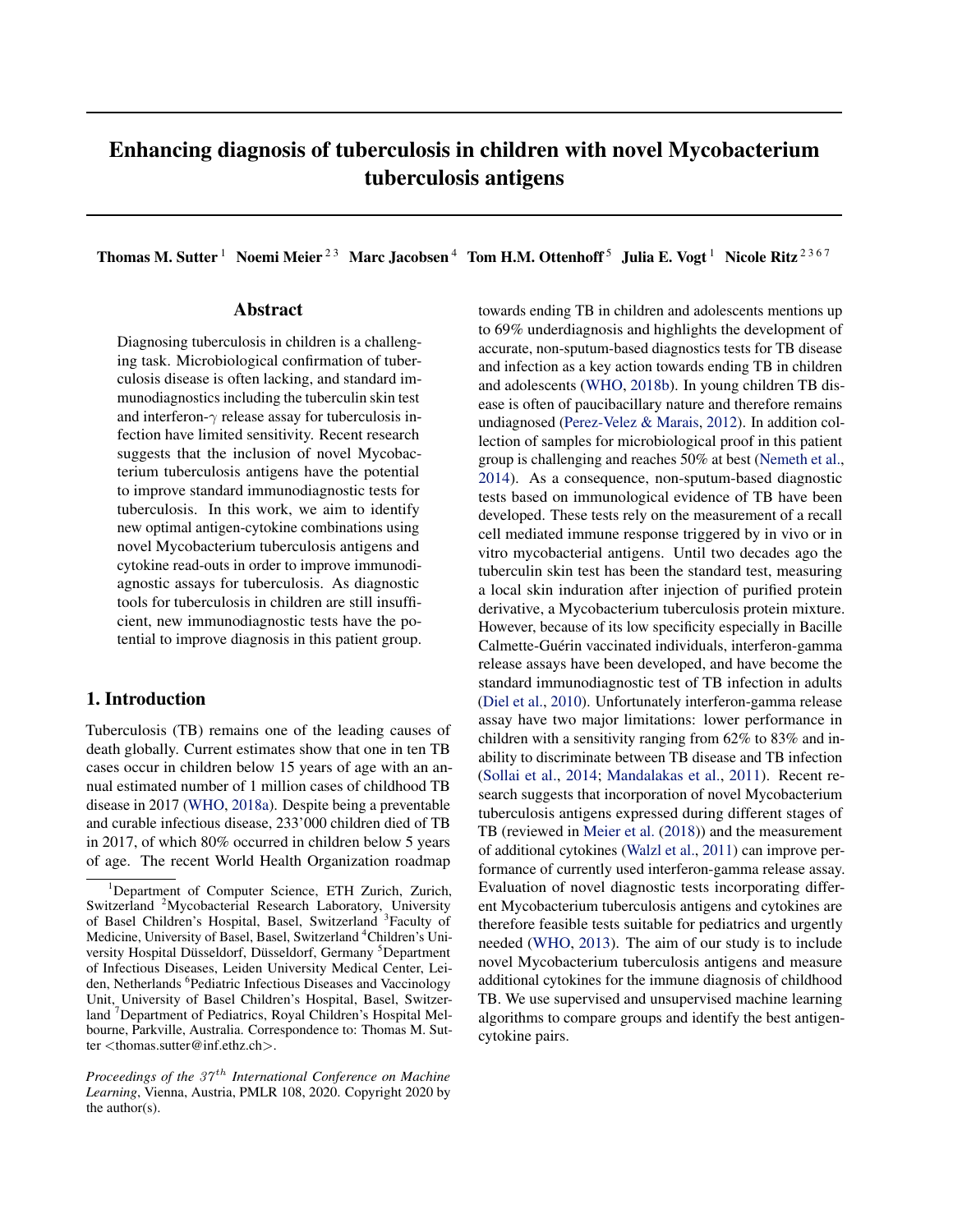# Enhancing diagnosis of tuberculosis in children with novel Mycobacterium tuberculosis antigens

**Thomas M. Sutter** [1] **Noemi Meier** [2,3] **Marc Jacobsen** [4] **Tom H.M. Ottenhoff** [5] **Julia E. Vogt** [1] **Nicole Ritz** [2,3,6,7]

## Abstract

Diagnosing tuberculosis in children is a challenging task. Microbiological confirmation of tuberculosis disease is often lacking, and standard immunodiagnostics including the tuberculin skin test and interferon-$\gamma$ release assay for tuberculosis infection have limited sensitivity. Recent research suggests that the inclusion of novel Mycobacterium tuberculosis antigens have the potential to improve standard immunodiagnostic tests for tuberculosis. In this work, we aim to identify new optimal antigen-cytokine combinations using novel Mycobacterium tuberculosis antigens and cytokine read-outs in order to improve immunodiagnostic assays for tuberculosis. As diagnostic tools for tuberculosis in children are still insufficient, new immunodiagnostic tests have the potential to improve diagnosis in this patient group.

## 1. Introduction

Tuberculosis (TB) remains one of the leading causes of death globally. Current estimates show that one in ten TB cases occur in children below 15 years of age with an annual estimated number of 1 million cases of childhood TB disease in 2017 (WHO, 2018a). Despite being a preventable and curable infectious disease, 233'000 children died of TB in 2017, of which 80% occurred in children below 5 years of age. The recent World Health Organization roadmap towards ending TB in children and adolescents mentions up to 69% underdiagnosis and highlights the development of accurate, non-sputum-based diagnostics tests for TB disease and infection as a key action towards ending TB in children and adolescents (WHO, 2018b). In young children TB disease is often of paucibacillary nature and therefore remains undiagnosed (Perez-Velez & Marais, 2012). In addition collection of samples for microbiological proof in this patient group is challenging and reaches 50% at best (Nemeth et al., 2014). As a consequence, non-sputum-based diagnostic tests based on immunological evidence of TB have been developed. These tests rely on the measurement of a recall cell mediated immune response triggered by in vivo or in vitro mycobacterial antigens. Until two decades ago the tuberculin skin test has been the standard test, measuring a local skin induration after injection of purified protein derivative, a Mycobacterium tuberculosis protein mixture. However, because of its low specificity especially in Bacille Calmette-Guérin vaccinated individuals, interferon-gamma release assays have been developed, and have become the standard immunodiagnostic test of TB infection in adults (Diel et al., 2010). Unfortunately interferon-gamma release assay have two major limitations: lower performance in children with a sensitivity ranging from 62% to 83% and inability to discriminate between TB disease and TB infection (Sollai et al., 2014; Mandalakas et al., 2011). Recent research suggests that incorporation of novel Mycobacterium tuberculosis antigens expressed during different stages of TB (reviewed in Meier et al. (2018)) and the measurement of additional cytokines (Walzl et al., 2011) can improve performance of currently used interferon-gamma release assay. Evaluation of novel diagnostic tests incorporating different Mycobacterium tuberculosis antigens and cytokines are therefore feasible tests suitable for pediatrics and urgently needed (WHO, 2013). The aim of our study is to include novel Mycobacterium tuberculosis antigens and measure additional cytokines for the immune diagnosis of childhood TB. We use supervised and unsupervised machine learning algorithms to compare groups and identify the best antigen-cytokine pairs.

---

[1]Department of Computer Science, ETH Zurich, Zurich, Switzerland [2]Mycobacterial Research Laboratory, University of Basel Children's Hospital, Basel, Switzerland [3]Faculty of Medicine, University of Basel, Basel, Switzerland [4]Children's University Hospital Düsseldorf, Düsseldorf, Germany [5]Department of Infectious Diseases, Leiden University Medical Center, Leiden, Netherlands [6]Pediatric Infectious Diseases and Vaccinology Unit, University of Basel Children's Hospital, Basel, Switzerland [7]Department of Pediatrics, Royal Children's Hospital Melbourne, Parkville, Australia. Correspondence to: Thomas M. Sutter <thomas.sutter@inf.ethz.ch>.

*Proceedings of the $37^{th}$ International Conference on Machine Learning*, Vienna, Austria, PMLR 108, 2020. Copyright 2020 by the author(s).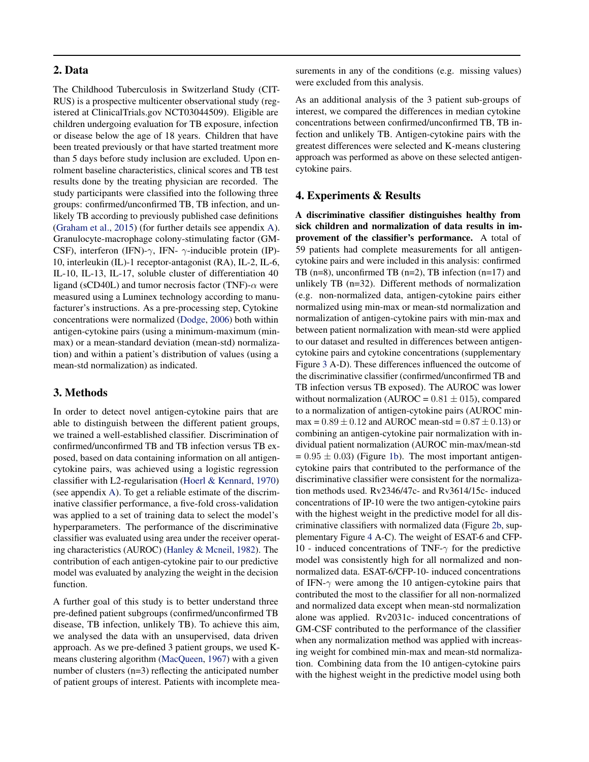## 2. Data

The Childhood Tuberculosis in Switzerland Study (CITRUS) is a prospective multicenter observational study (registered at ClinicalTrials.gov NCT03044509). Eligible are children undergoing evaluation for TB exposure, infection or disease below the age of 18 years. Children that have been treated previously or that have started treatment more than 5 days before study inclusion are excluded. Upon enrolment baseline characteristics, clinical scores and TB test results done by the treating physician are recorded. The study participants were classified into the following three groups: confirmed/unconfirmed TB, TB infection, and unlikely TB according to previously published case definitions (Graham et al., 2015) (for further details see appendix A). Granulocyte-macrophage colony-stimulating factor (GM-CSF), interferon (IFN)-$\gamma$, IFN- $\gamma$-inducible protein (IP)-10, interleukin (IL)-1 receptor-antagonist (RA), IL-2, IL-6, IL-10, IL-13, IL-17, soluble cluster of differentiation 40 ligand (sCD40L) and tumor necrosis factor (TNF)-$\alpha$ were measured using a Luminex technology according to manufacturer's instructions. As a pre-processing step, Cytokine concentrations were normalized (Dodge, 2006) both within antigen-cytokine pairs (using a minimum-maximum (min-max) or a mean-standard deviation (mean-std) normalization) and within a patient's distribution of values (using a mean-std normalization) as indicated.

## 3. Methods

In order to detect novel antigen-cytokine pairs that are able to distinguish between the different patient groups, we trained a well-established classifier. Discrimination of confirmed/unconfirmed TB and TB infection versus TB exposed, based on data containing information on all antigen-cytokine pairs, was achieved using a logistic regression classifier with L2-regularisation (Hoerl & Kennard, 1970) (see appendix A). To get a reliable estimate of the discriminative classifier performance, a five-fold cross-validation was applied to a set of training data to select the model's hyperparameters. The performance of the discriminative classifier was evaluated using area under the receiver operating characteristics (AUROC) (Hanley & Mcneil, 1982). The contribution of each antigen-cytokine pair to our predictive model was evaluated by analyzing the weight in the decision function.

A further goal of this study is to better understand three pre-defined patient subgroups (confirmed/unconfirmed TB disease, TB infection, unlikely TB). To achieve this aim, we analysed the data with an unsupervised, data driven approach. As we pre-defined 3 patient groups, we used K-means clustering algorithm (MacQueen, 1967) with a given number of clusters (n=3) reflecting the anticipated number of patient groups of interest. Patients with incomplete measurements in any of the conditions (e.g. missing values) were excluded from this analysis.

As an additional analysis of the 3 patient sub-groups of interest, we compared the differences in median cytokine concentrations between confirmed/unconfirmed TB, TB infection and unlikely TB. Antigen-cytokine pairs with the greatest differences were selected and K-means clustering approach was performed as above on these selected antigen-cytokine pairs.

## 4. Experiments & Results

**A discriminative classifier distinguishes healthy from sick children and normalization of data results in improvement of the classifier's performance.** A total of 59 patients had complete measurements for all antigen-cytokine pairs and were included in this analysis: confirmed TB (n=8), unconfirmed TB (n=2), TB infection (n=17) and unlikely TB (n=32). Different methods of normalization (e.g. non-normalized data, antigen-cytokine pairs either normalized using min-max or mean-std normalization and normalization of antigen-cytokine pairs with min-max and between patient normalization with mean-std were applied to our dataset and resulted in differences between antigen-cytokine pairs and cytokine concentrations (supplementary Figure 3 A-D). These differences influenced the outcome of the discriminative classifier (confirmed/unconfirmed TB and TB infection versus TB exposed). The AUROC was lower without normalization (AUROC = $0.81 \pm 015$), compared to a normalization of antigen-cytokine pairs (AUROC min-max = $0.89 \pm 0.12$ and AUROC mean-std = $0.87 \pm 0.13$) or combining an antigen-cytokine pair normalization with individual patient normalization (AUROC min-max/mean-std = $0.95 \pm 0.03$) (Figure 1b). The most important antigen-cytokine pairs that contributed to the performance of the discriminative classifier were consistent for the normalization methods used. Rv2346/47c- and Rv3614/15c- induced concentrations of IP-10 were the two antigen-cytokine pairs with the highest weight in the predictive model for all discriminative classifiers with normalized data (Figure 2b, supplementary Figure 4 A-C). The weight of ESAT-6 and CFP-10 - induced concentrations of TNF-$\gamma$ for the predictive model was consistently high for all normalized and non-normalized data. ESAT-6/CFP-10- induced concentrations of IFN-$\gamma$ were among the 10 antigen-cytokine pairs that contributed the most to the classifier for all non-normalized and normalized data except when mean-std normalization alone was applied. Rv2031c- induced concentrations of GM-CSF contributed to the performance of the classifier when any normalization method was applied with increasing weight for combined min-max and mean-std normalization. Combining data from the 10 antigen-cytokine pairs with the highest weight in the predictive model using both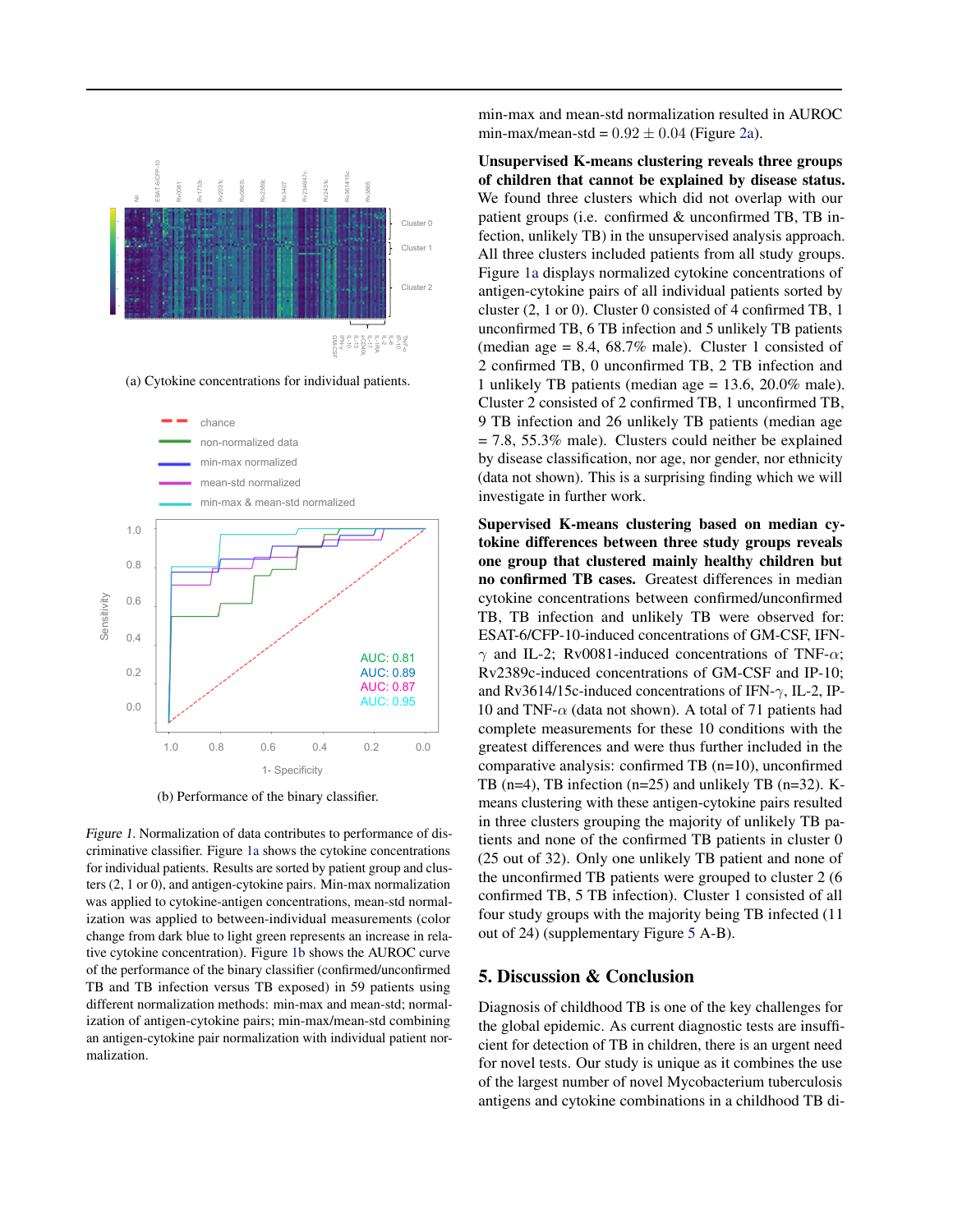(a) Cytokine concentrations for individual patients.

(b) Performance of the binary classifier.

*Figure 1.* Normalization of data contributes to performance of discriminative classifier. Figure 1a shows the cytokine concentrations for individual patients. Results are sorted by patient group and clusters (2, 1 or 0), and antigen-cytokine pairs. Min-max normalization was applied to cytokine-antigen concentrations, mean-std normalization was applied to between-individual measurements (color change from dark blue to light green represents an increase in relative cytokine concentration). Figure 1b shows the AUROC curve of the performance of the binary classifier (confirmed/unconfirmed TB and TB infection versus TB exposed) in 59 patients using different normalization methods: min-max and mean-std; normalization of antigen-cytokine pairs; min-max/mean-std combining an antigen-cytokine pair normalization with individual patient normalization.

min-max and mean-std normalization resulted in AUROC min-max/mean-std = $0.92 \pm 0.04$ (Figure 2a).

**Unsupervised K-means clustering reveals three groups of children that cannot be explained by disease status.** We found three clusters which did not overlap with our patient groups (i.e. confirmed & unconfirmed TB, TB infection, unlikely TB) in the unsupervised analysis approach. All three clusters included patients from all study groups. Figure 1a displays normalized cytokine concentrations of antigen-cytokine pairs of all individual patients sorted by cluster (2, 1 or 0). Cluster 0 consisted of 4 confirmed TB, 1 unconfirmed TB, 6 TB infection and 5 unlikely TB patients (median age = 8.4, 68.7% male). Cluster 1 consisted of 2 confirmed TB, 0 unconfirmed TB, 2 TB infection and 1 unlikely TB patients (median age = 13.6, 20.0% male). Cluster 2 consisted of 2 confirmed TB, 1 unconfirmed TB, 9 TB infection and 26 unlikely TB patients (median age = 7.8, 55.3% male). Clusters could neither be explained by disease classification, nor age, nor gender, nor ethnicity (data not shown). This is a surprising finding which we will investigate in further work.

**Supervised K-means clustering based on median cytokine differences between three study groups reveals one group that clustered mainly healthy children but no confirmed TB cases.** Greatest differences in median cytokine concentrations between confirmed/unconfirmed TB, TB infection and unlikely TB were observed for: ESAT-6/CFP-10-induced concentrations of GM-CSF, IFN-$\gamma$ and IL-2; Rv0081-induced concentrations of TNF-$\alpha$; Rv2389c-induced concentrations of GM-CSF and IP-10; and Rv3614/15c-induced concentrations of IFN-$\gamma$, IL-2, IP-10 and TNF-$\alpha$ (data not shown). A total of 71 patients had complete measurements for these 10 conditions with the greatest differences and were thus further included in the comparative analysis: confirmed TB (n=10), unconfirmed TB (n=4), TB infection (n=25) and unlikely TB (n=32). K-means clustering with these antigen-cytokine pairs resulted in three clusters grouping the majority of unlikely TB patients and none of the confirmed TB patients in cluster 0 (25 out of 32). Only one unlikely TB patient and none of the unconfirmed TB patients were grouped to cluster 2 (6 confirmed TB, 5 TB infection). Cluster 1 consisted of all four study groups with the majority being TB infected (11 out of 24) (supplementary Figure 5 A-B).

## 5. Discussion & Conclusion

Diagnosis of childhood TB is one of the key challenges for the global epidemic. As current diagnostic tests are insufficient for detection of TB in children, there is an urgent need for novel tests. Our study is unique as it combines the use of the largest number of novel Mycobacterium tuberculosis antigens and cytokine combinations in a childhood TB di-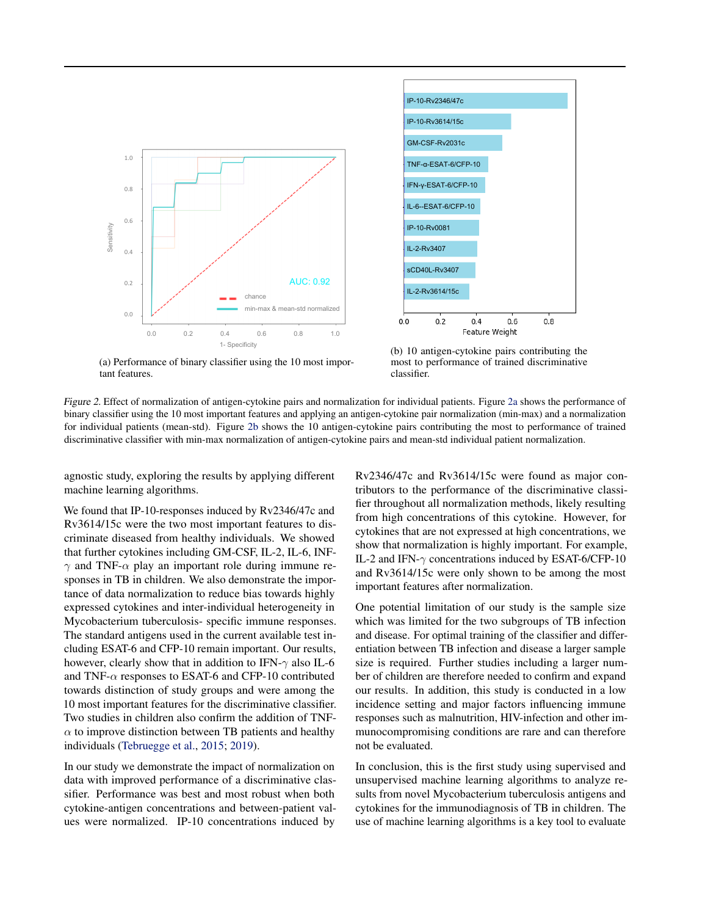(a) Performance of binary classifier using the 10 most important features.

(b) 10 antigen-cytokine pairs contributing the most to performance of trained discriminative classifier.

*Figure 2.* Effect of normalization of antigen-cytokine pairs and normalization for individual patients. Figure 2a shows the performance of binary classifier using the 10 most important features and applying an antigen-cytokine pair normalization (min-max) and a normalization for individual patients (mean-std). Figure 2b shows the 10 antigen-cytokine pairs contributing the most to performance of trained discriminative classifier with min-max normalization of antigen-cytokine pairs and mean-std individual patient normalization.

agnostic study, exploring the results by applying different machine learning algorithms.

We found that IP-10-responses induced by Rv2346/47c and Rv3614/15c were the two most important features to discriminate diseased from healthy individuals. We showed that further cytokines including GM-CSF, IL-2, IL-6, INF-$\gamma$ and TNF-$\alpha$ play an important role during immune responses in TB in children. We also demonstrate the importance of data normalization to reduce bias towards highly expressed cytokines and inter-individual heterogeneity in Mycobacterium tuberculosis- specific immune responses. The standard antigens used in the current available test including ESAT-6 and CFP-10 remain important. Our results, however, clearly show that in addition to IFN-$\gamma$ also IL-6 and TNF-$\alpha$ responses to ESAT-6 and CFP-10 contributed towards distinction of study groups and were among the 10 most important features for the discriminative classifier. Two studies in children also confirm the addition of TNF-$\alpha$ to improve distinction between TB patients and healthy individuals (Tebruegge et al., 2015; 2019).

In our study we demonstrate the impact of normalization on data with improved performance of a discriminative classifier. Performance was best and most robust when both cytokine-antigen concentrations and between-patient values were normalized. IP-10 concentrations induced by Rv2346/47c and Rv3614/15c were found as major contributors to the performance of the discriminative classifier throughout all normalization methods, likely resulting from high concentrations of this cytokine. However, for cytokines that are not expressed at high concentrations, we show that normalization is highly important. For example, IL-2 and IFN-$\gamma$ concentrations induced by ESAT-6/CFP-10 and Rv3614/15c were only shown to be among the most important features after normalization.

One potential limitation of our study is the sample size which was limited for the two subgroups of TB infection and disease. For optimal training of the classifier and differentiation between TB infection and disease a larger sample size is required. Further studies including a larger number of children are therefore needed to confirm and expand our results. In addition, this study is conducted in a low incidence setting and major factors influencing immune responses such as malnutrition, HIV-infection and other immunocompromising conditions are rare and can therefore not be evaluated.

In conclusion, this is the first study using supervised and unsupervised machine learning algorithms to analyze results from novel Mycobacterium tuberculosis antigens and cytokines for the immunodiagnosis of TB in children. The use of machine learning algorithms is a key tool to evaluate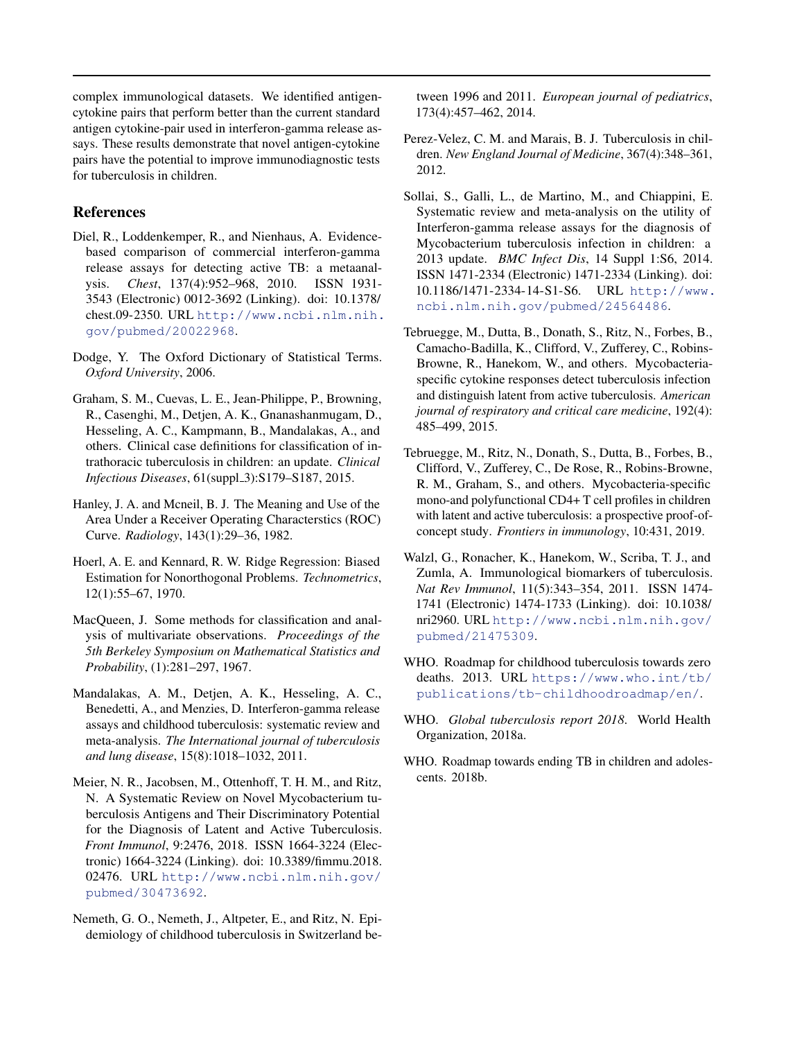complex immunological datasets. We identified antigen-cytokine pairs that perform better than the current standard antigen cytokine-pair used in interferon-gamma release assays. These results demonstrate that novel antigen-cytokine pairs have the potential to improve immunodiagnostic tests for tuberculosis in children.

## References

Diel, R., Loddenkemper, R., and Nienhaus, A. Evidence-based comparison of commercial interferon-gamma release assays for detecting active TB: a metaanalysis. *Chest*, 137(4):952–968, 2010. ISSN 1931-3543 (Electronic) 0012-3692 (Linking). doi: 10.1378/chest.09-2350. URL http://www.ncbi.nlm.nih.gov/pubmed/20022968.

Dodge, Y. The Oxford Dictionary of Statistical Terms. *Oxford University*, 2006.

Graham, S. M., Cuevas, L. E., Jean-Philippe, P., Browning, R., Casenghi, M., Detjen, A. K., Gnanashanmugam, D., Hesseling, A. C., Kampmann, B., Mandalakas, A., and others. Clinical case definitions for classification of intrathoracic tuberculosis in children: an update. *Clinical Infectious Diseases*, 61(suppl_3):S179–S187, 2015.

Hanley, J. A. and Mcneil, B. J. The Meaning and Use of the Area Under a Receiver Operating Characterstics (ROC) Curve. *Radiology*, 143(1):29–36, 1982.

Hoerl, A. E. and Kennard, R. W. Ridge Regression: Biased Estimation for Nonorthogonal Problems. *Technometrics*, 12(1):55–67, 1970.

MacQueen, J. Some methods for classification and analysis of multivariate observations. *Proceedings of the 5th Berkeley Symposium on Mathematical Statistics and Probability*, (1):281–297, 1967.

Mandalakas, A. M., Detjen, A. K., Hesseling, A. C., Benedetti, A., and Menzies, D. Interferon-gamma release assays and childhood tuberculosis: systematic review and meta-analysis. *The International journal of tuberculosis and lung disease*, 15(8):1018–1032, 2011.

Meier, N. R., Jacobsen, M., Ottenhoff, T. H. M., and Ritz, N. A Systematic Review on Novel Mycobacterium tuberculosis Antigens and Their Discriminatory Potential for the Diagnosis of Latent and Active Tuberculosis. *Front Immunol*, 9:2476, 2018. ISSN 1664-3224 (Electronic) 1664-3224 (Linking). doi: 10.3389/fimmu.2018.02476. URL http://www.ncbi.nlm.nih.gov/pubmed/30473692.

Nemeth, G. O., Nemeth, J., Altpeter, E., and Ritz, N. Epidemiology of childhood tuberculosis in Switzerland between 1996 and 2011. *European journal of pediatrics*, 173(4):457–462, 2014.

Perez-Velez, C. M. and Marais, B. J. Tuberculosis in children. *New England Journal of Medicine*, 367(4):348–361, 2012.

Sollai, S., Galli, L., de Martino, M., and Chiappini, E. Systematic review and meta-analysis on the utility of Interferon-gamma release assays for the diagnosis of Mycobacterium tuberculosis infection in children: a 2013 update. *BMC Infect Dis*, 14 Suppl 1:S6, 2014. ISSN 1471-2334 (Electronic) 1471-2334 (Linking). doi: 10.1186/1471-2334-14-S1-S6. URL http://www.ncbi.nlm.nih.gov/pubmed/24564486.

Tebruegge, M., Dutta, B., Donath, S., Ritz, N., Forbes, B., Camacho-Badilla, K., Clifford, V., Zufferey, C., Robins-Browne, R., Hanekom, W., and others. Mycobacteria-specific cytokine responses detect tuberculosis infection and distinguish latent from active tuberculosis. *American journal of respiratory and critical care medicine*, 192(4): 485–499, 2015.

Tebruegge, M., Ritz, N., Donath, S., Dutta, B., Forbes, B., Clifford, V., Zufferey, C., De Rose, R., Robins-Browne, R. M., Graham, S., and others. Mycobacteria-specific mono-and polyfunctional CD4+ T cell profiles in children with latent and active tuberculosis: a prospective proof-of-concept study. *Frontiers in immunology*, 10:431, 2019.

Walzl, G., Ronacher, K., Hanekom, W., Scriba, T. J., and Zumla, A. Immunological biomarkers of tuberculosis. *Nat Rev Immunol*, 11(5):343–354, 2011. ISSN 1474-1741 (Electronic) 1474-1733 (Linking). doi: 10.1038/nri2960. URL http://www.ncbi.nlm.nih.gov/pubmed/21475309.

WHO. Roadmap for childhood tuberculosis towards zero deaths. 2013. URL https://www.who.int/tb/publications/tb-childhoodroadmap/en/.

WHO. *Global tuberculosis report 2018*. World Health Organization, 2018a.

WHO. Roadmap towards ending TB in children and adolescents. 2018b.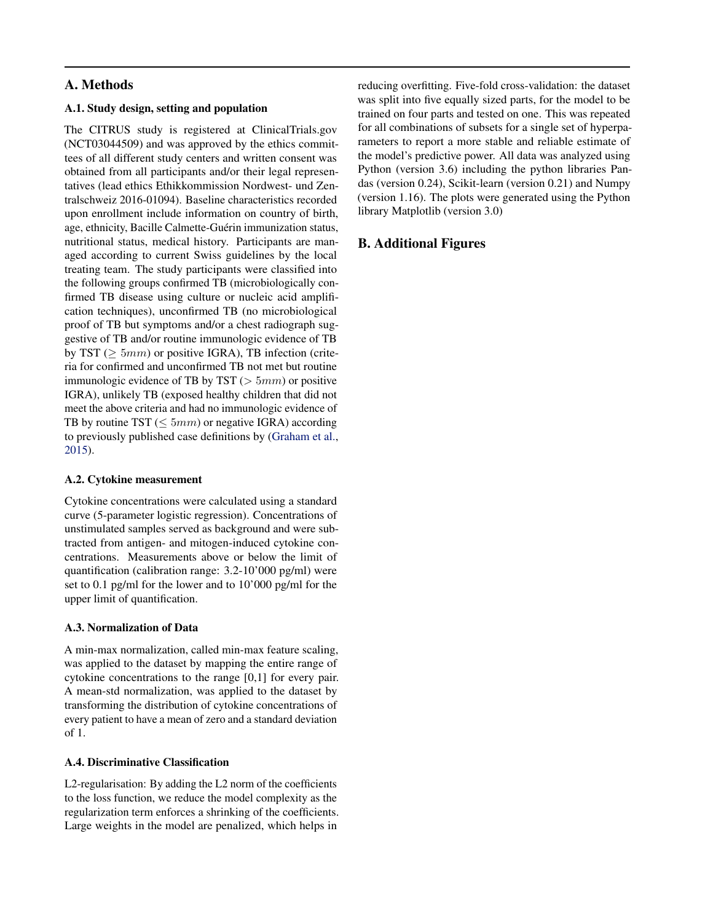# A. Methods

## A.1. Study design, setting and population

The CITRUS study is registered at ClinicalTrials.gov (NCT03044509) and was approved by the ethics committees of all different study centers and written consent was obtained from all participants and/or their legal representatives (lead ethics Ethikkommission Nordwest- und Zentralschweiz 2016-01094). Baseline characteristics recorded upon enrollment include information on country of birth, age, ethnicity, Bacille Calmette-Guérin immunization status, nutritional status, medical history. Participants are managed according to current Swiss guidelines by the local treating team. The study participants were classified into the following groups confirmed TB (microbiologically confirmed TB disease using culture or nucleic acid amplification techniques), unconfirmed TB (no microbiological proof of TB but symptoms and/or a chest radiograph suggestive of TB and/or routine immunologic evidence of TB by TST ($\geq 5mm$) or positive IGRA), TB infection (criteria for confirmed and unconfirmed TB not met but routine immunologic evidence of TB by TST ($> 5mm$) or positive IGRA), unlikely TB (exposed healthy children that did not meet the above criteria and had no immunologic evidence of TB by routine TST ($\leq 5mm$) or negative IGRA) according to previously published case definitions by (Graham et al., 2015).

## A.2. Cytokine measurement

Cytokine concentrations were calculated using a standard curve (5-parameter logistic regression). Concentrations of unstimulated samples served as background and were subtracted from antigen- and mitogen-induced cytokine concentrations. Measurements above or below the limit of quantification (calibration range: 3.2-10'000 pg/ml) were set to 0.1 pg/ml for the lower and to 10'000 pg/ml for the upper limit of quantification.

## A.3. Normalization of Data

A min-max normalization, called min-max feature scaling, was applied to the dataset by mapping the entire range of cytokine concentrations to the range [0,1] for every pair. A mean-std normalization, was applied to the dataset by transforming the distribution of cytokine concentrations of every patient to have a mean of zero and a standard deviation of 1.

## A.4. Discriminative Classification

L2-regularisation: By adding the L2 norm of the coefficients to the loss function, we reduce the model complexity as the regularization term enforces a shrinking of the coefficients. Large weights in the model are penalized, which helps in reducing overfitting. Five-fold cross-validation: the dataset was split into five equally sized parts, for the model to be trained on four parts and tested on one. This was repeated for all combinations of subsets for a single set of hyperparameters to report a more stable and reliable estimate of the model's predictive power. All data was analyzed using Python (version 3.6) including the python libraries Pandas (version 0.24), Scikit-learn (version 0.21) and Numpy (version 1.16). The plots were generated using the Python library Matplotlib (version 3.0)

# B. Additional Figures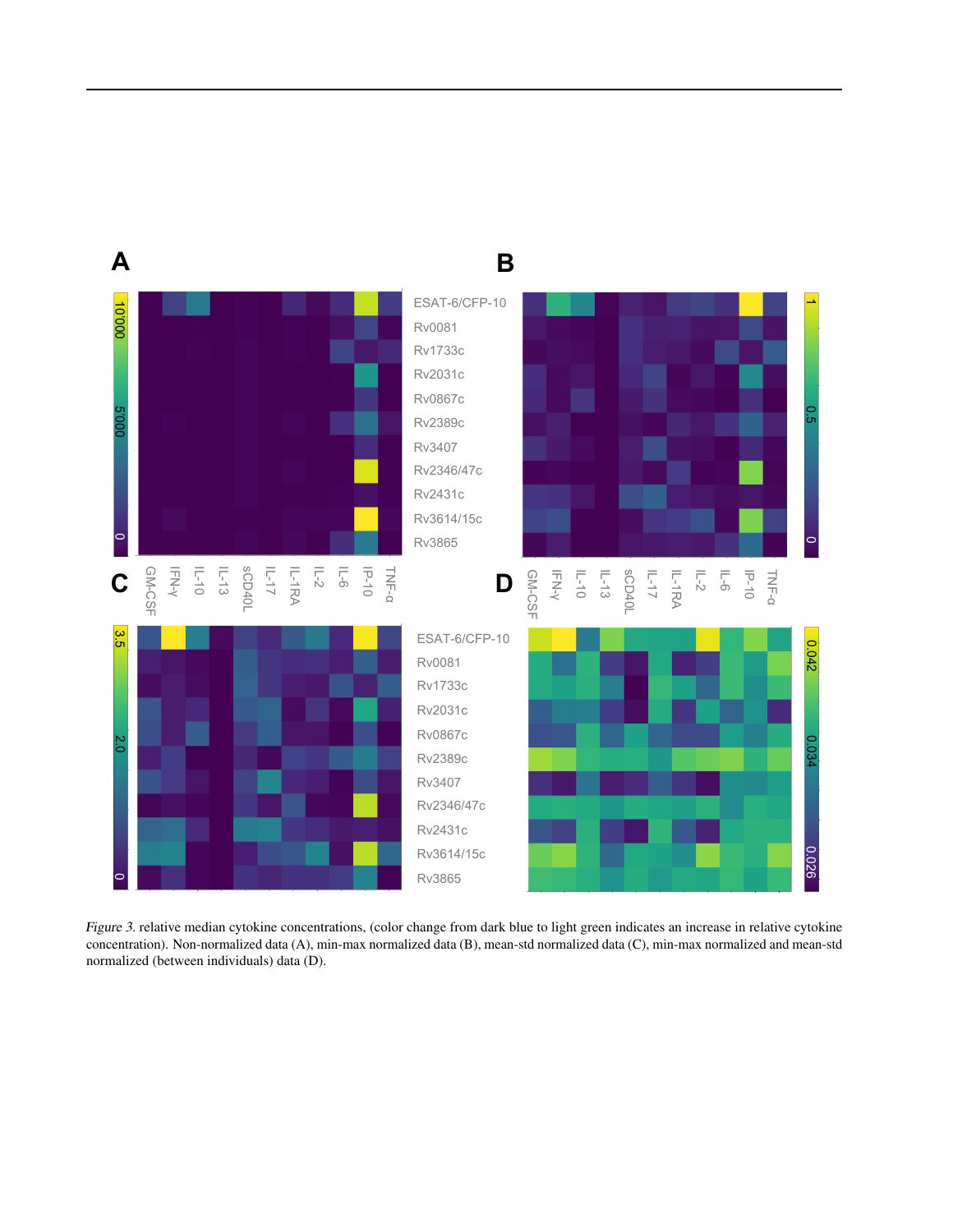*Figure 3.* relative median cytokine concentrations, (color change from dark blue to light green indicates an increase in relative cytokine concentration). Non-normalized data (A), min-max normalized data (B), mean-std normalized data (C), min-max normalized and mean-std normalized (between individuals) data (D).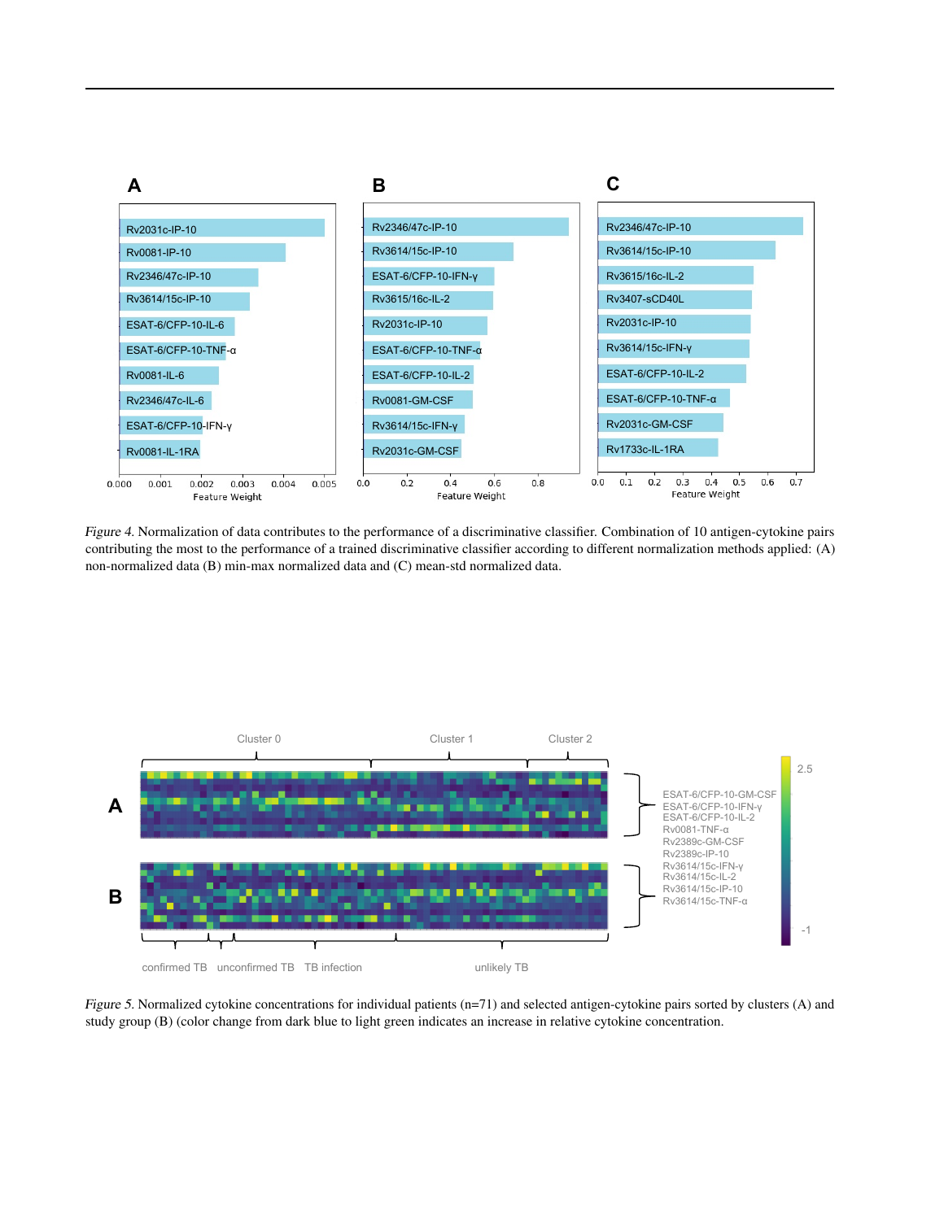A

Rv2031c-IP-10
Rv0081-IP-10
Rv2346/47c-IP-10
Rv3614/15c-IP-10
ESAT-6/CFP-10-IL-6
ESAT-6/CFP-10-TNF-α
Rv0081-IL-6
Rv2346/47c-IL-6
ESAT-6/CFP-10-IFN-γ
Rv0081-IL-1RA

0.000 0.001 0.002 0.003 0.004 0.005
Feature Weight

B

Rv2346/47c-IP-10
Rv3614/15c-IP-10
ESAT-6/CFP-10-IFN-γ
Rv3615/16c-IL-2
Rv2031c-IP-10
ESAT-6/CFP-10-TNF-α
ESAT-6/CFP-10-IL-2
Rv0081-GM-CSF
Rv3614/15c-IFN-γ
Rv2031c-GM-CSF

0.0 0.2 0.4 0.6 0.8
Feature Weight

C

Rv2346/47c-IP-10
Rv3614/15c-IP-10
Rv3615/16c-IL-2
Rv3407-sCD40L
Rv2031c-IP-10
Rv3614/15c-IFN-γ
ESAT-6/CFP-10-IL-2
ESAT-6/CFP-10-TNF-α
Rv2031c-GM-CSF
Rv1733c-IL-1RA

0.0 0.1 0.2 0.3 0.4 0.5 0.6 0.7
Feature Weight

*Figure 4.* Normalization of data contributes to the performance of a discriminative classifier. Combination of 10 antigen-cytokine pairs contributing the most to the performance of a trained discriminative classifier according to different normalization methods applied: (A) non-normalized data (B) min-max normalized data and (C) mean-std normalized data.

Cluster 0
Cluster 1
Cluster 2

A

B

ESAT-6/CFP-10-GM-CSF
ESAT-6/CFP-10-IFN-γ
ESAT-6/CFP-10-IL-2
Rv0081-TNF-α
Rv2389c-GM-CSF
Rv2389c-IP-10
Rv3614/15c-IFN-γ
Rv3614/15c-IL-2
Rv3614/15c-IP-10
Rv3614/15c-TNF-α

2.5
-1

confirmed TB
unconfirmed TB
TB infection
unlikely TB

*Figure 5.* Normalized cytokine concentrations for individual patients (n=71) and selected antigen-cytokine pairs sorted by clusters (A) and study group (B) (color change from dark blue to light green indicates an increase in relative cytokine concentration.